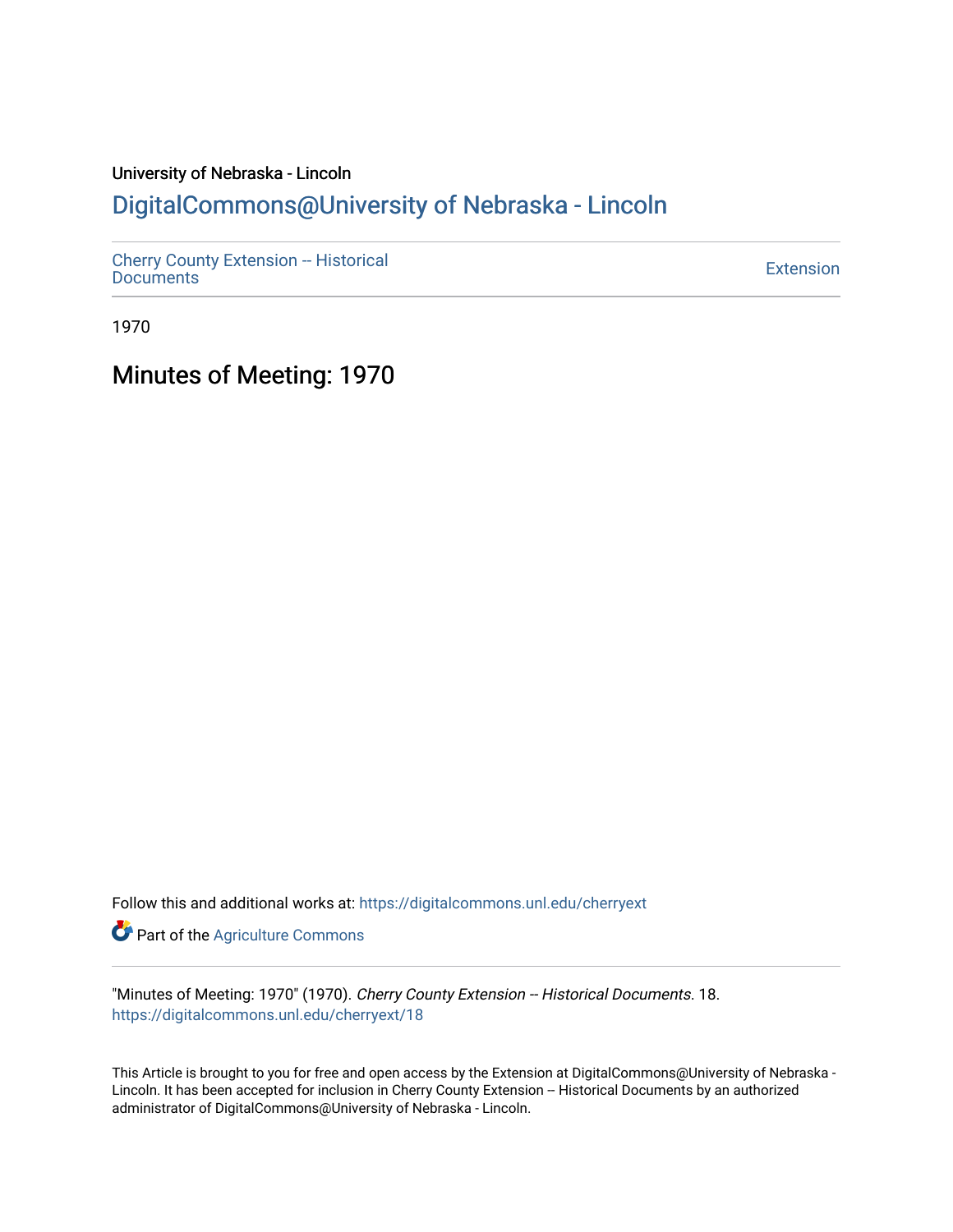University of Nebraska - Lincoln

## DigitalCommons@University of Nebraska - Lincoln

Cherry County Extension -- Historical Documents

Extension

1970

# Minutes of Meeting: 1970

Follow this and additional works at: https://digitalcommons.unl.edu/cherryext

Part of the Agriculture Commons

"Minutes of Meeting: 1970" (1970). *Cherry County Extension -- Historical Documents*. 18.
https://digitalcommons.unl.edu/cherryext/18

This Article is brought to you for free and open access by the Extension at DigitalCommons@University of Nebraska - Lincoln. It has been accepted for inclusion in Cherry County Extension -- Historical Documents by an authorized administrator of DigitalCommons@University of Nebraska - Lincoln.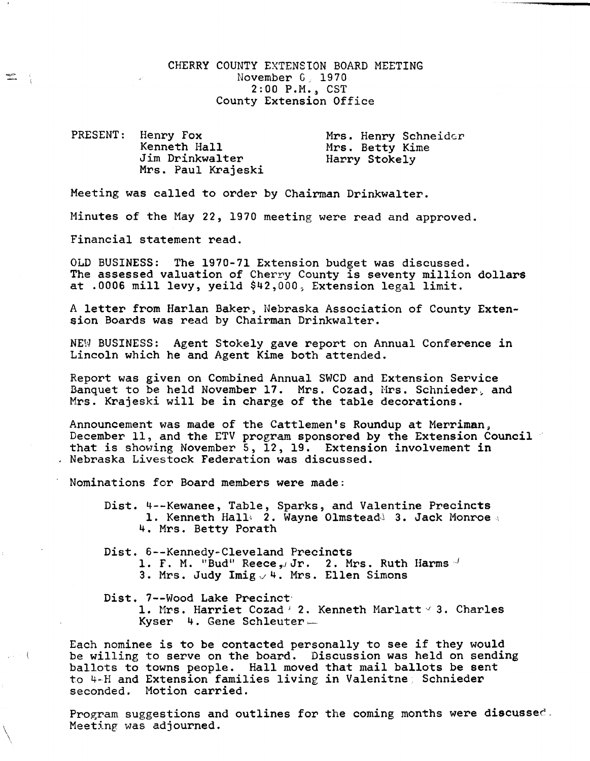CHERRY COUNTY EXTENSION BOARD MEETING
November 6, 1970
2:00 P.M., CST
County Extension Office

PRESENT: Henry Fox
Kenneth Hall
Jim Drinkwalter
Mrs. Paul Krajeski
Mrs. Henry Schneider
Mrs. Betty Kime
Harry Stokely

Meeting was called to order by Chairman Drinkwalter.

Minutes of the May 22, 1970 meeting were read and approved.

Financial statement read.

OLD BUSINESS: The 1970-71 Extension budget was discussed. The assessed valuation of Cherry County is seventy million dollars at .0006 mill levy, yeild $42,000, Extension legal limit.

A letter from Harlan Baker, Nebraska Association of County Extension Boards was read by Chairman Drinkwalter.

NEW BUSINESS: Agent Stokely gave report on Annual Conference in Lincoln which he and Agent Kime both attended.

Report was given on Combined Annual SWCD and Extension Service Banquet to be held November 17. Mrs. Cozad, Mrs. Schnieder, and Mrs. Krajeski will be in charge of the table decorations.

Announcement was made of the Cattlemen's Roundup at Merriman, December 11, and the ETV program sponsored by the Extension Council that is showing November 5, 12, 19. Extension involvement in Nebraska Livestock Federation was discussed.

Nominations for Board members were made:

Dist. 4--Kewanee, Table, Sparks, and Valentine Precincts
1. Kenneth Hall 2. Wayne Olmstead 3. Jack Monroe
4. Mrs. Betty Porath

Dist. 6--Kennedy-Cleveland Precincts
1. F. M. "Bud" Reece, Jr. 2. Mrs. Ruth Harms
3. Mrs. Judy Imig 4. Mrs. Ellen Simons

Dist. 7--Wood Lake Precinct
1. Mrs. Harriet Cozad 2. Kenneth Marlatt 3. Charles Kyser 4. Gene Schleuter

Each nominee is to be contacted personally to see if they would be willing to serve on the board. Discussion was held on sending ballots to towns people. Hall moved that mail ballots be sent to 4-H and Extension families living in Valenitne. Schnieder seconded. Motion carried.

Program suggestions and outlines for the coming months were discussed. Meeting was adjourned.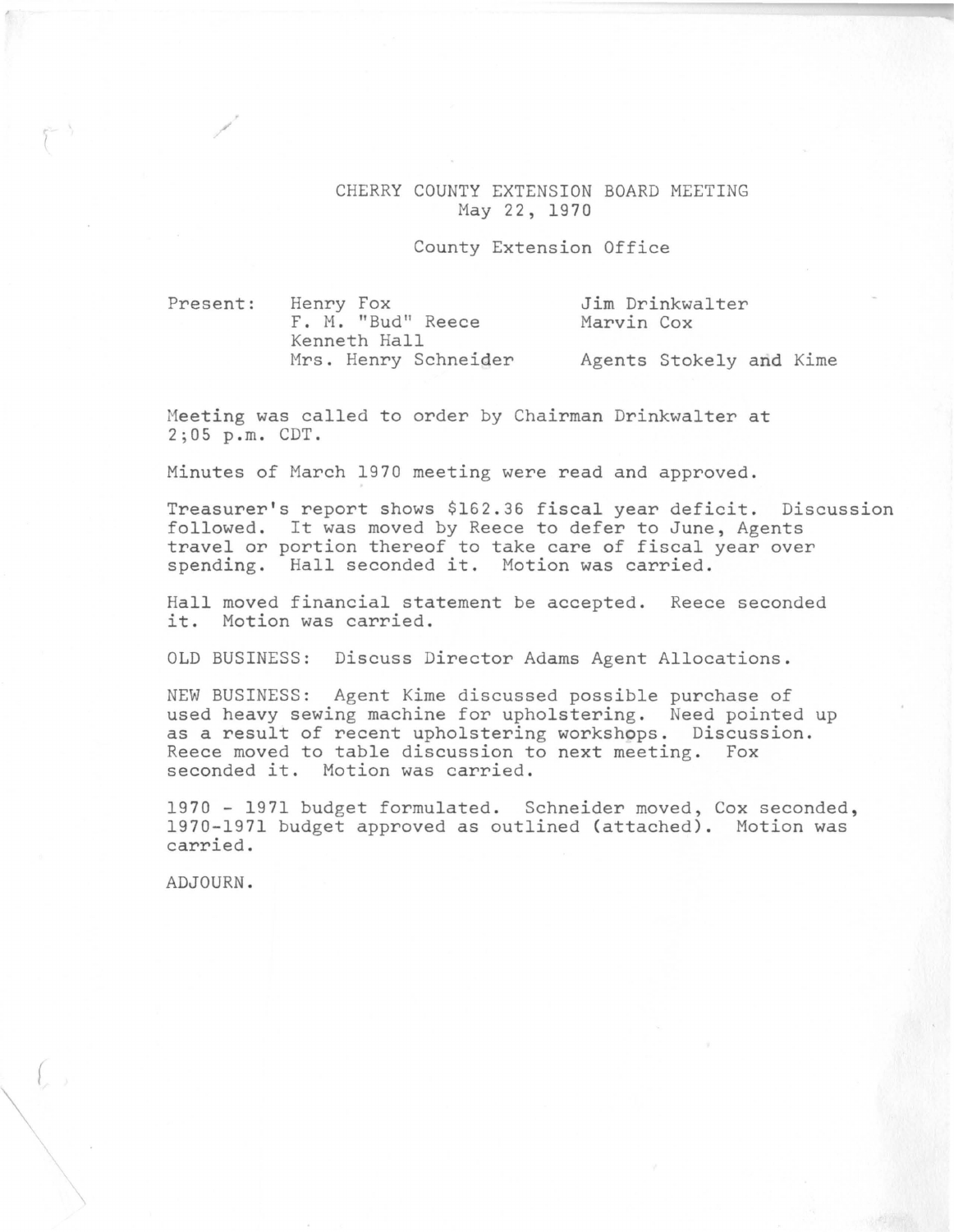# CHERRY COUNTY EXTENSION BOARD MEETING

May 22, 1970

County Extension Office

| Present: | Henry Fox | Jim Drinkwalter |
|---|---|---|
| | F. M. "Bud" Reece | Marvin Cox |
| | Kenneth Hall | |
| | Mrs. Henry Schneider | Agents Stokely and Kime |

Meeting was called to order by Chairman Drinkwalter at 2;05 p.m. CDT.

Minutes of March 1970 meeting were read and approved.

Treasurer's report shows $162.36 fiscal year deficit. Discussion followed. It was moved by Reece to defer to June, Agents travel or portion thereof to take care of fiscal year over spending. Hall seconded it. Motion was carried.

Hall moved financial statement be accepted. Reece seconded it. Motion was carried.

OLD BUSINESS: Discuss Director Adams Agent Allocations.

NEW BUSINESS: Agent Kime discussed possible purchase of used heavy sewing machine for upholstering. Need pointed up as a result of recent upholstering workshops. Discussion. Reece moved to table discussion to next meeting. Fox seconded it. Motion was carried.

1970 - 1971 budget formulated. Schneider moved, Cox seconded, 1970-1971 budget approved as outlined (attached). Motion was carried.

ADJOURN.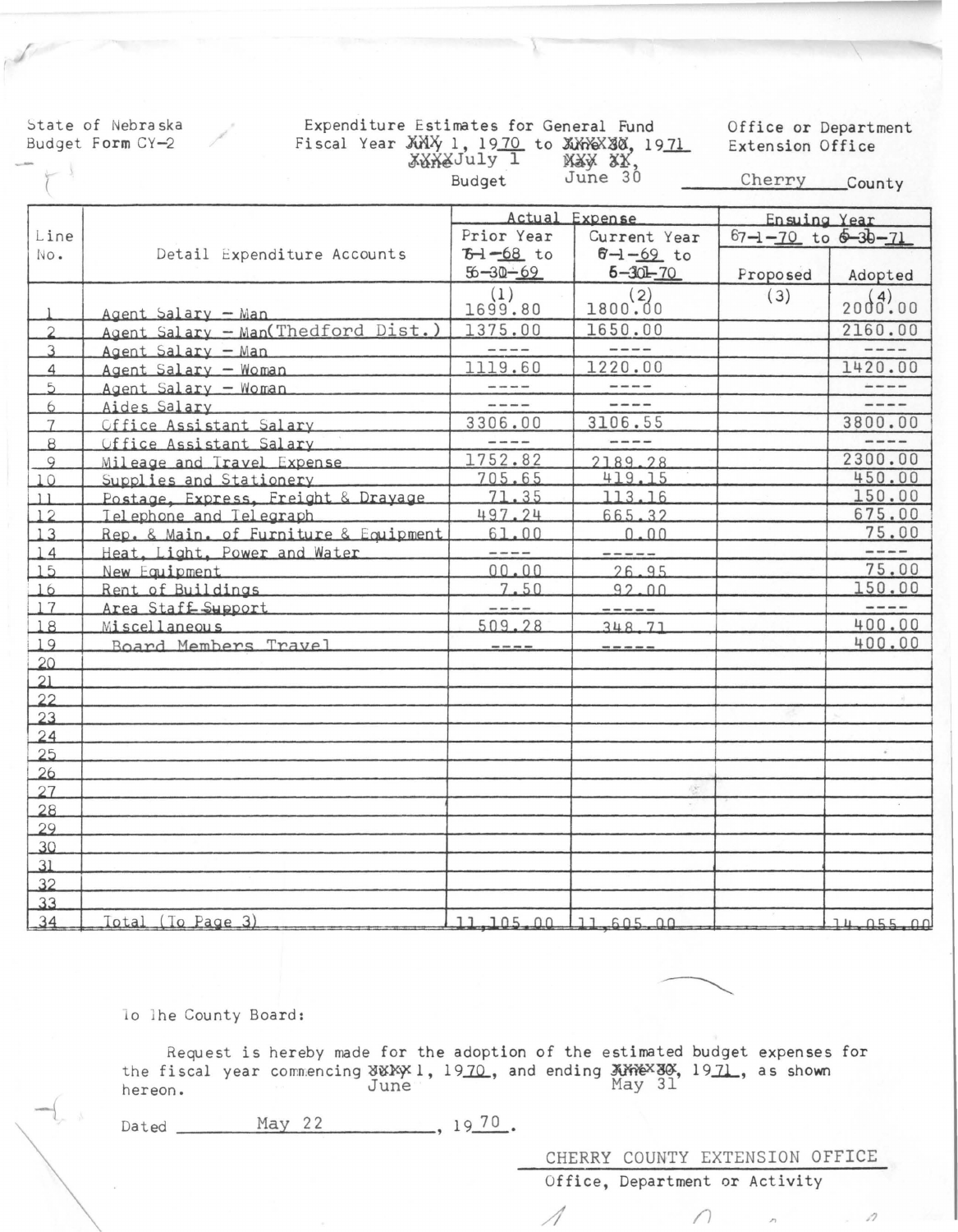State of Nebraska
Budget Form CY-2

Expenditure Estimates for General Fund
Fiscal Year ~~XXX~~ July 1, 1970 to ~~XXXXXX~~ June 30, 1971
Budget

Office or Department
Extension Office

Cherry County

| Line No. | Detail Expenditure Accounts | Actual Expense | | Ensuing Year 7-1-70 to 6-30-71 | |
|---|---|---|---|---|---|
| | | Prior Year 7-1-68 to 6-30-69 | Current Year 7-1-69 to 6-30-70 | Proposed | Adopted |
| | | (1) | (2) | (3) | (4) |
| 1 | Agent Salary - Man | 1699.80 | 1800.00 | | 2000.00 |
| 2 | Agent Salary - Man(Thedford Dist.) | 1375.00 | 1650.00 | | 2160.00 |
| 3 | Agent Salary - Man | ---- | ---- | | ---- |
| 4 | Agent Salary - Woman | 1119.60 | 1220.00 | | 1420.00 |
| 5 | Agent Salary - Woman | ---- | ---- | | ---- |
| 6 | Aides Salary | ---- | ---- | | ---- |
| 7 | Office Assistant Salary | 3306.00 | 3106.55 | | 3800.00 |
| 8 | Office Assistant Salary | ---- | ---- | | ---- |
| 9 | Mileage and Travel Expense | 1752.82 | 2189.28 | | 2300.00 |
| 10 | Supplies and Stationery | 705.65 | 419.15 | | 450.00 |
| 11 | Postage, Express, Freight & Drayage | 71.35 | 113.16 | | 150.00 |
| 12 | Telephone and Telegraph | 497.24 | 665.32 | | 675.00 |
| 13 | Rep. & Main. of Furniture & Equipment | 61.00 | 0.00 | | 75.00 |
| 14 | Heat, Light, Power and Water | ---- | ----- | | ---- |
| 15 | New Equipment | 00.00 | 26.95 | | 75.00 |
| 16 | Rent of Buildings | 7.50 | 92.00 | | 150.00 |
| 17 | Area Staff Support | ---- | ----- | | ---- |
| 18 | Miscellaneous | 509.28 | 348.71 | | 400.00 |
| 19 | Board Members Travel | ---- | ----- | | 400.00 |
| 20 | | | | | |
| 21 | | | | | |
| 22 | | | | | |
| 23 | | | | | |
| 24 | | | | | |
| 25 | | | | | |
| 26 | | | | | |
| 27 | | | | | |
| 28 | | | | | |
| 29 | | | | | |
| 30 | | | | | |
| 31 | | | | | |
| 32 | | | | | |
| 33 | | | | | |
| 34 | Total (To Page 3) | 11,105.00 | 11,605.00 | | 14,055.00 |

To The County Board:

Request is hereby made for the adoption of the estimated budget expenses for the fiscal year commencing ~~XXXX~~ June 1, 1970, and ending ~~XXXXXX~~ May 31, 1971, as shown hereon.

Dated May 22, 1970.

CHERRY COUNTY EXTENSION OFFICE
Office, Department or Activity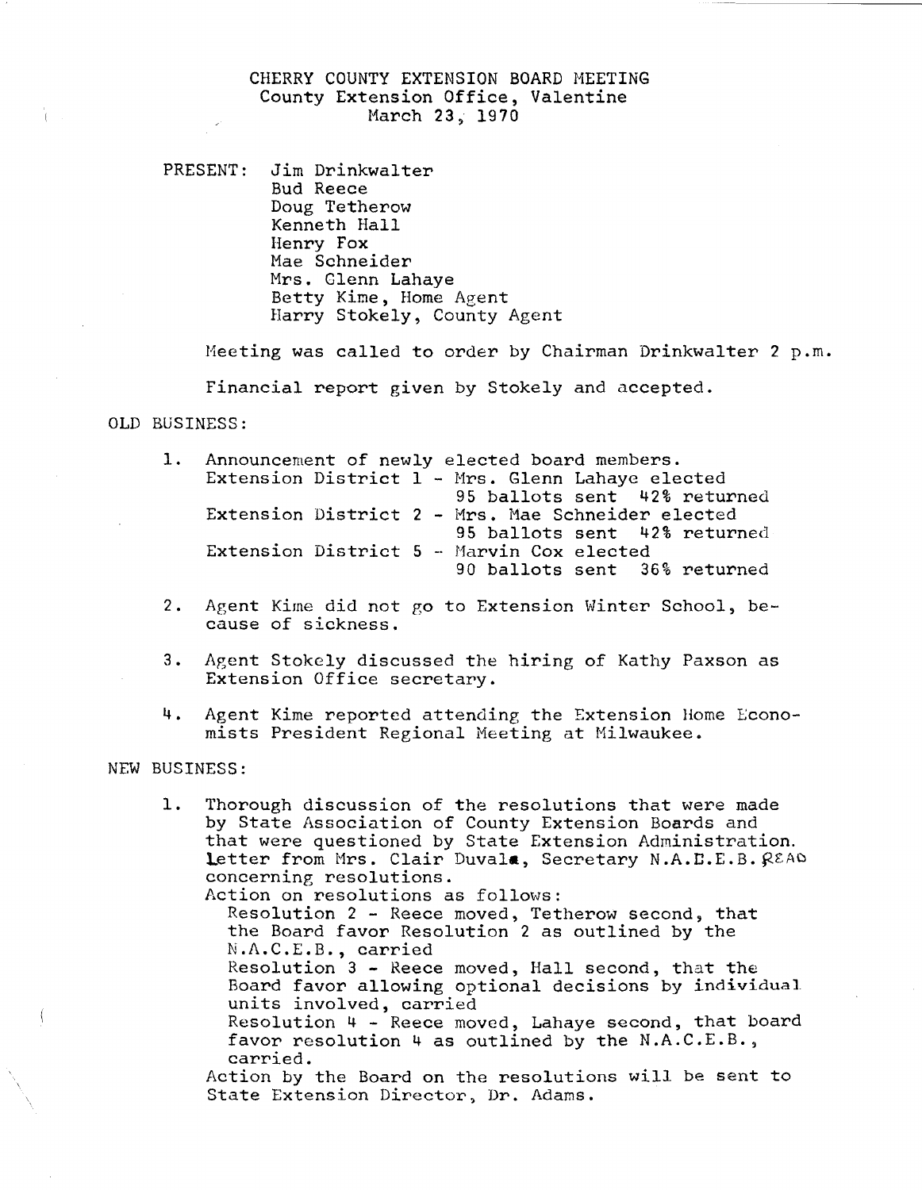# CHERRY COUNTY EXTENSION BOARD MEETING
County Extension Office, Valentine
March 23, 1970

PRESENT:
- Jim Drinkwalter
- Bud Reece
- Doug Tetherow
- Kenneth Hall
- Henry Fox
- Mae Schneider
- Mrs. Glenn Lahaye
- Betty Kime, Home Agent
- Harry Stokely, County Agent

Meeting was called to order by Chairman Drinkwalter 2 p.m.

Financial report given by Stokely and accepted.

OLD BUSINESS:

1. Announcement of newly elected board members.
   Extension District 1 - Mrs. Glenn Lahaye elected
   95 ballots sent 42% returned
   Extension District 2 - Mrs. Mae Schneider elected
   95 ballots sent 42% returned
   Extension District 5 - Marvin Cox elected
   90 ballots sent 36% returned

2. Agent Kime did not go to Extension Winter School, because of sickness.

3. Agent Stokely discussed the hiring of Kathy Paxson as Extension Office secretary.

4. Agent Kime reported attending the Extension Home Economists President Regional Meeting at Milwaukee.

NEW BUSINESS:

1. Thorough discussion of the resolutions that were made by State Association of County Extension Boards and that were questioned by State Extension Administration. Letter from Mrs. Clair Duvala, Secretary N.A.C.E.B. READ concerning resolutions.
   Action on resolutions as follows:
   Resolution 2 - Reece moved, Tetherow second, that the Board favor Resolution 2 as outlined by the N.A.C.E.B., carried
   Resolution 3 - Reece moved, Hall second, that the Board favor allowing optional decisions by individual units involved, carried
   Resolution 4 - Reece moved, Lahaye second, that board favor resolution 4 as outlined by the N.A.C.E.B., carried.
   Action by the Board on the resolutions will be sent to State Extension Director, Dr. Adams.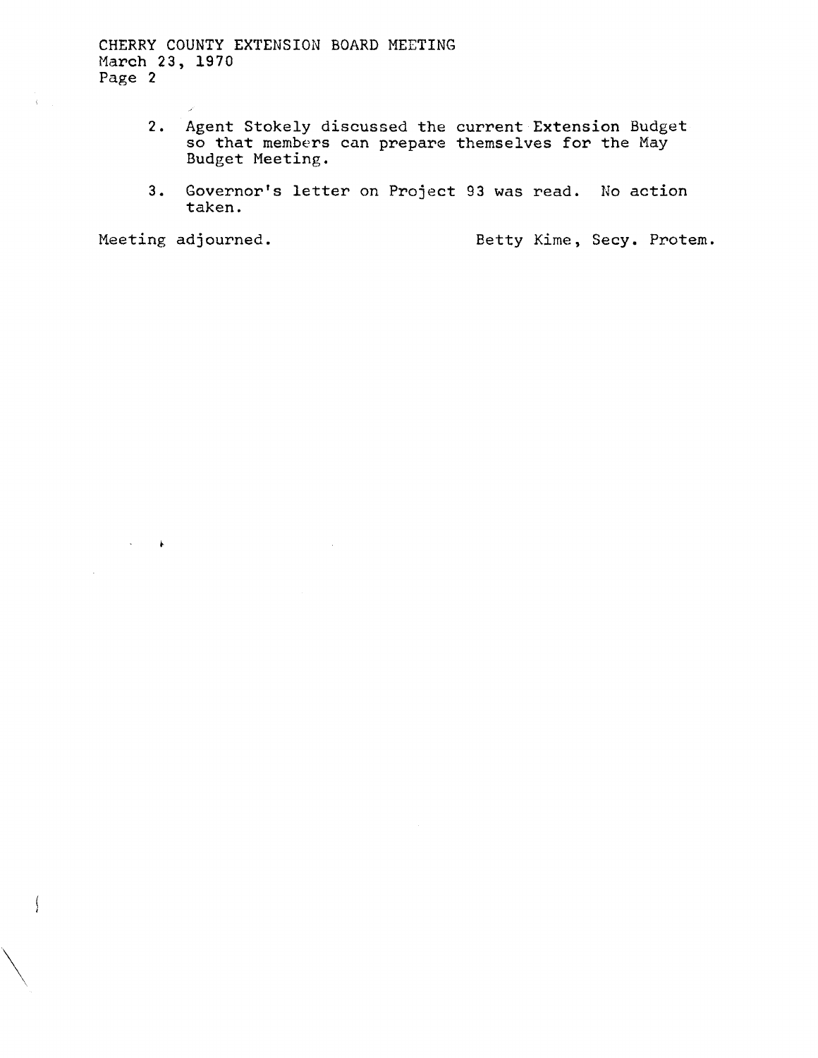2. Agent Stokely discussed the current Extension Budget so that members can prepare themselves for the May Budget Meeting.

3. Governor's letter on Project 93 was read. No action taken.

Meeting adjourned.

Betty Kime, Secy. Protem.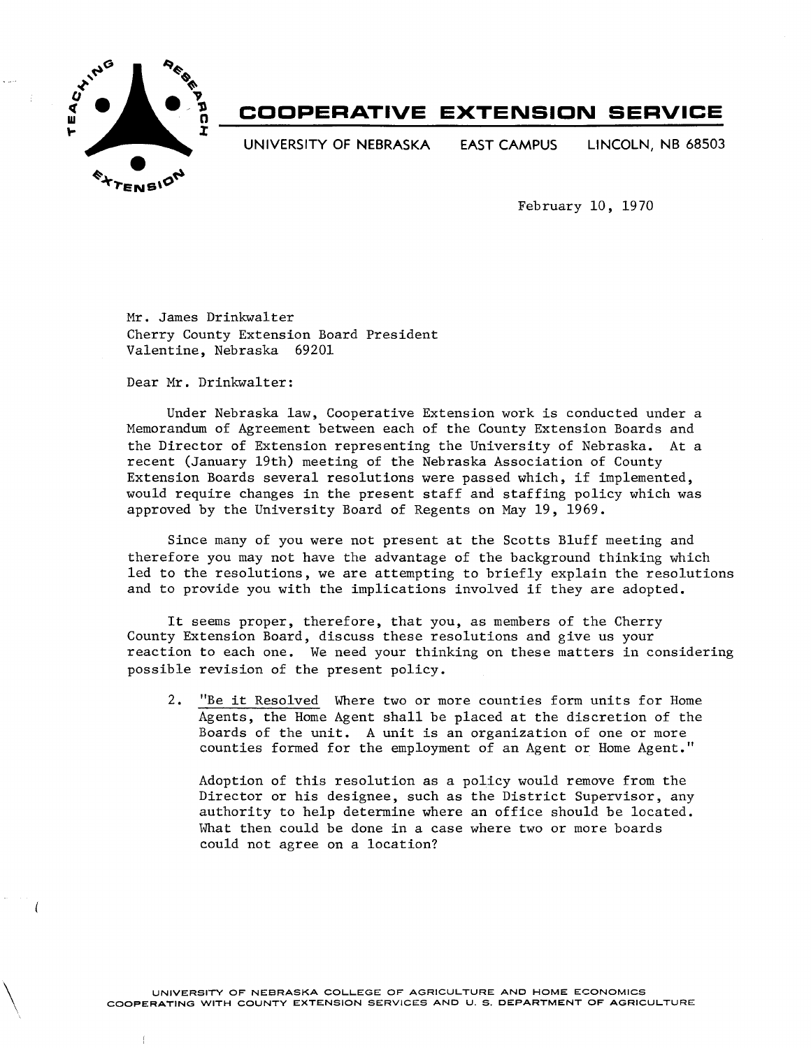# COOPERATIVE EXTENSION SERVICE

UNIVERSITY OF NEBRASKA EAST CAMPUS LINCOLN, NB 68503

February 10, 1970

Mr. James Drinkwalter
Cherry County Extension Board President
Valentine, Nebraska 69201

Dear Mr. Drinkwalter:

Under Nebraska law, Cooperative Extension work is conducted under a Memorandum of Agreement between each of the County Extension Boards and the Director of Extension representing the University of Nebraska. At a recent (January 19th) meeting of the Nebraska Association of County Extension Boards several resolutions were passed which, if implemented, would require changes in the present staff and staffing policy which was approved by the University Board of Regents on May 19, 1969.

Since many of you were not present at the Scotts Bluff meeting and therefore you may not have the advantage of the background thinking which led to the resolutions, we are attempting to briefly explain the resolutions and to provide you with the implications involved if they are adopted.

It seems proper, therefore, that you, as members of the Cherry County Extension Board, discuss these resolutions and give us your reaction to each one. We need your thinking on these matters in considering possible revision of the present policy.

2. "Be it Resolved Where two or more counties form units for Home Agents, the Home Agent shall be placed at the discretion of the Boards of the unit. A unit is an organization of one or more counties formed for the employment of an Agent or Home Agent."

   Adoption of this resolution as a policy would remove from the Director or his designee, such as the District Supervisor, any authority to help determine where an office should be located. What then could be done in a case where two or more boards could not agree on a location?

UNIVERSITY OF NEBRASKA COLLEGE OF AGRICULTURE AND HOME ECONOMICS
COOPERATING WITH COUNTY EXTENSION SERVICES AND U. S. DEPARTMENT OF AGRICULTURE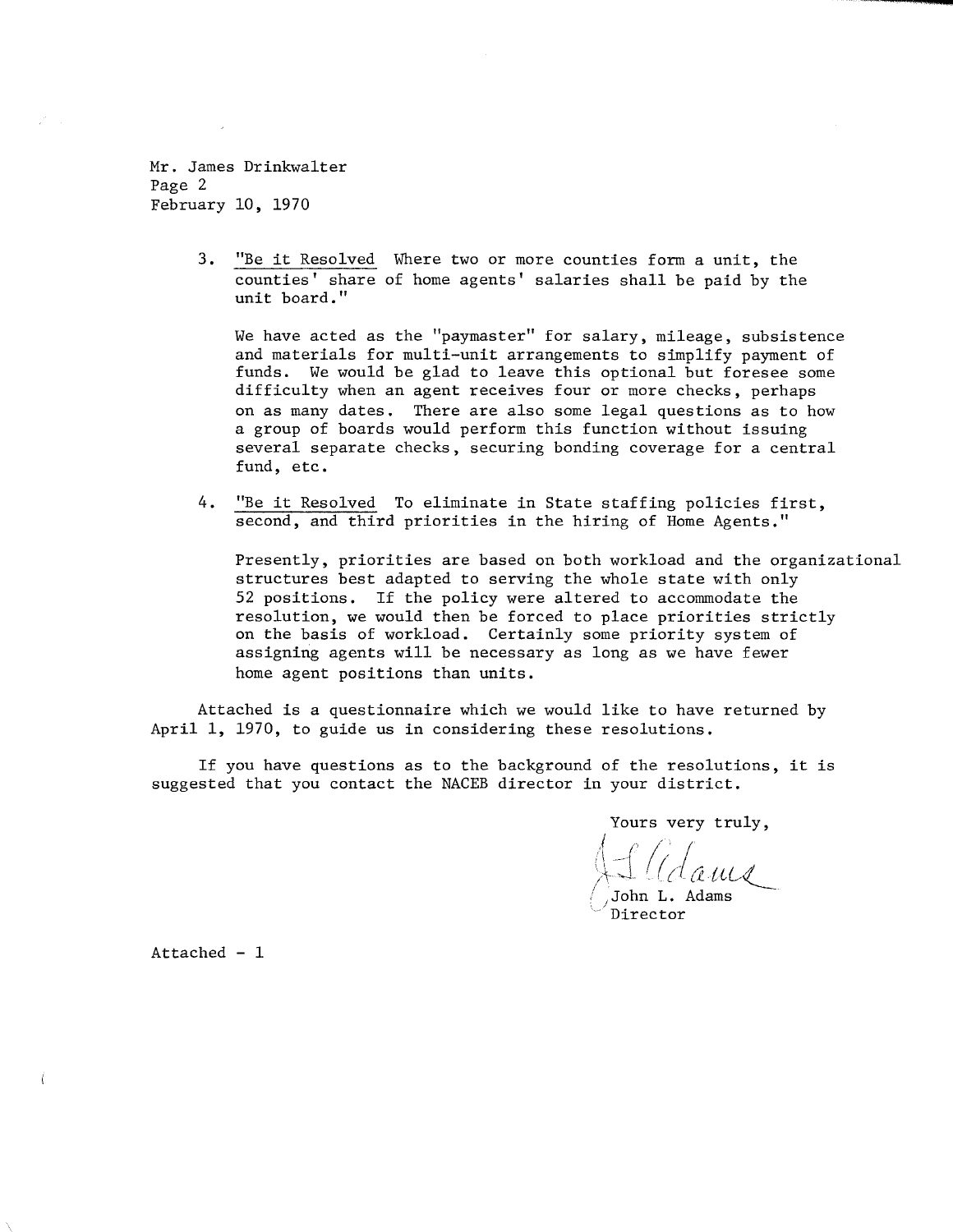Mr. James Drinkwalter
Page 2
February 10, 1970

3. "Be it Resolved Where two or more counties form a unit, the counties' share of home agents' salaries shall be paid by the unit board."

   We have acted as the "paymaster" for salary, mileage, subsistence and materials for multi-unit arrangements to simplify payment of funds. We would be glad to leave this optional but foresee some difficulty when an agent receives four or more checks, perhaps on as many dates. There are also some legal questions as to how a group of boards would perform this function without issuing several separate checks, securing bonding coverage for a central fund, etc.

4. "Be it Resolved To eliminate in State staffing policies first, second, and third priorities in the hiring of Home Agents."

   Presently, priorities are based on both workload and the organizational structures best adapted to serving the whole state with only 52 positions. If the policy were altered to accommodate the resolution, we would then be forced to place priorities strictly on the basis of workload. Certainly some priority system of assigning agents will be necessary as long as we have fewer home agent positions than units.

Attached is a questionnaire which we would like to have returned by April 1, 1970, to guide us in considering these resolutions.

If you have questions as to the background of the resolutions, it is suggested that you contact the NACEB director in your district.

Yours very truly,

J. L. Adams

John L. Adams
Director

Attached - 1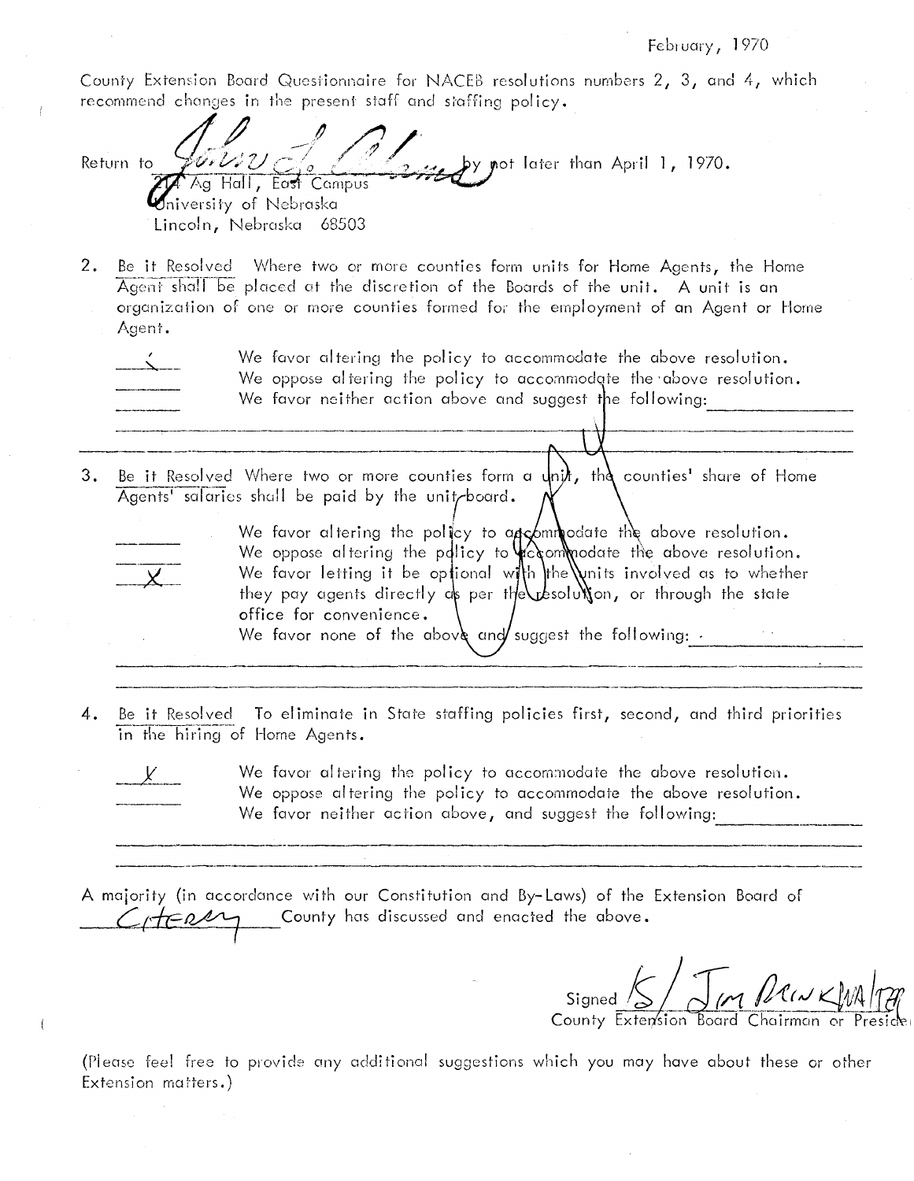February, 1970

County Extension Board Questionnaire for NACEB resolutions numbers 2, 3, and 4, which recommend changes in the present staff and staffing policy.

Return to John L. Adams by not later than April 1, 1970.
214 Ag Hall, East Campus
University of Nebraska
Lincoln, Nebraska 68503

2. Be it Resolved Where two or more counties form units for Home Agents, the Home Agent shall be placed at the discretion of the Boards of the unit. A unit is an organization of one or more counties formed for the employment of an Agent or Home Agent.

   ✓ We favor altering the policy to accommodate the above resolution.
   ___ We oppose altering the policy to accommodate the above resolution.
   ___ We favor neither action above and suggest the following: ___

3. Be it Resolved Where two or more counties form a unit, the counties' share of Home Agents' salaries shall be paid by the unit board.

   ___ We favor altering the policy to accommodate the above resolution.
   ___ We oppose altering the policy to accommodate the above resolution.
   X We favor letting it be optional with the units involved as to whether they pay agents directly as per the resolution, or through the state office for convenience.
   ___ We favor none of the above and suggest the following: ___

4. Be it Resolved To eliminate in State staffing policies first, second, and third priorities in the hiring of Home Agents.

   X We favor altering the policy to accommodate the above resolution.
   ___ We oppose altering the policy to accommodate the above resolution.
   ___ We favor neither action above, and suggest the following: ___

A majority (in accordance with our Constitution and By-Laws) of the Extension Board of Cherry County has discussed and enacted the above.

Signed /S/ Jim Drinkwalter
County Extension Board Chairman or President

(Please feel free to provide any additional suggestions which you may have about these or other Extension matters.)